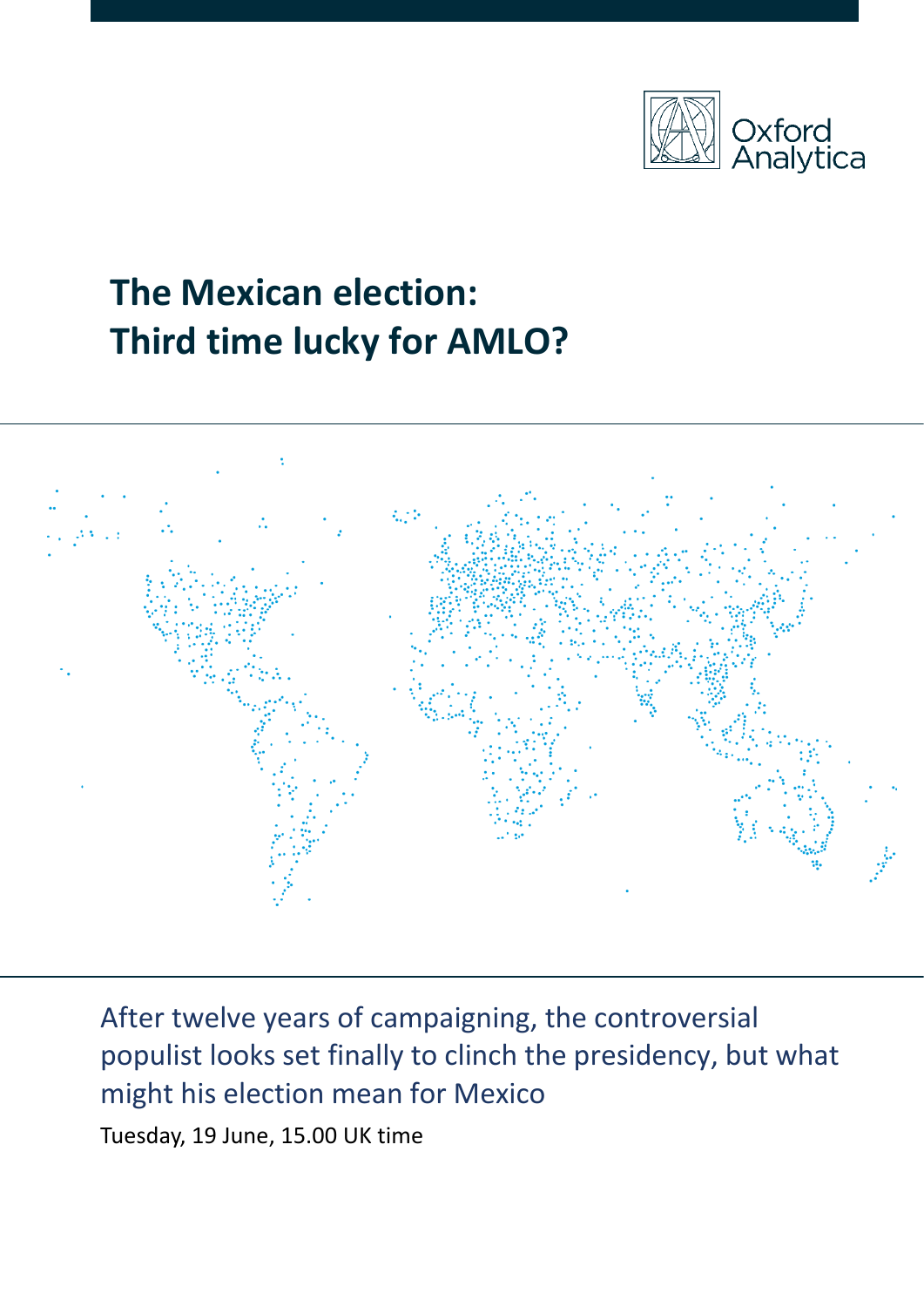Oxford Analytica

# The Mexican election: Third time lucky for AMLO?

After twelve years of campaigning, the controversial populist looks set finally to clinch the presidency, but what might his election mean for Mexico

Tuesday, 19 June, 15.00 UK time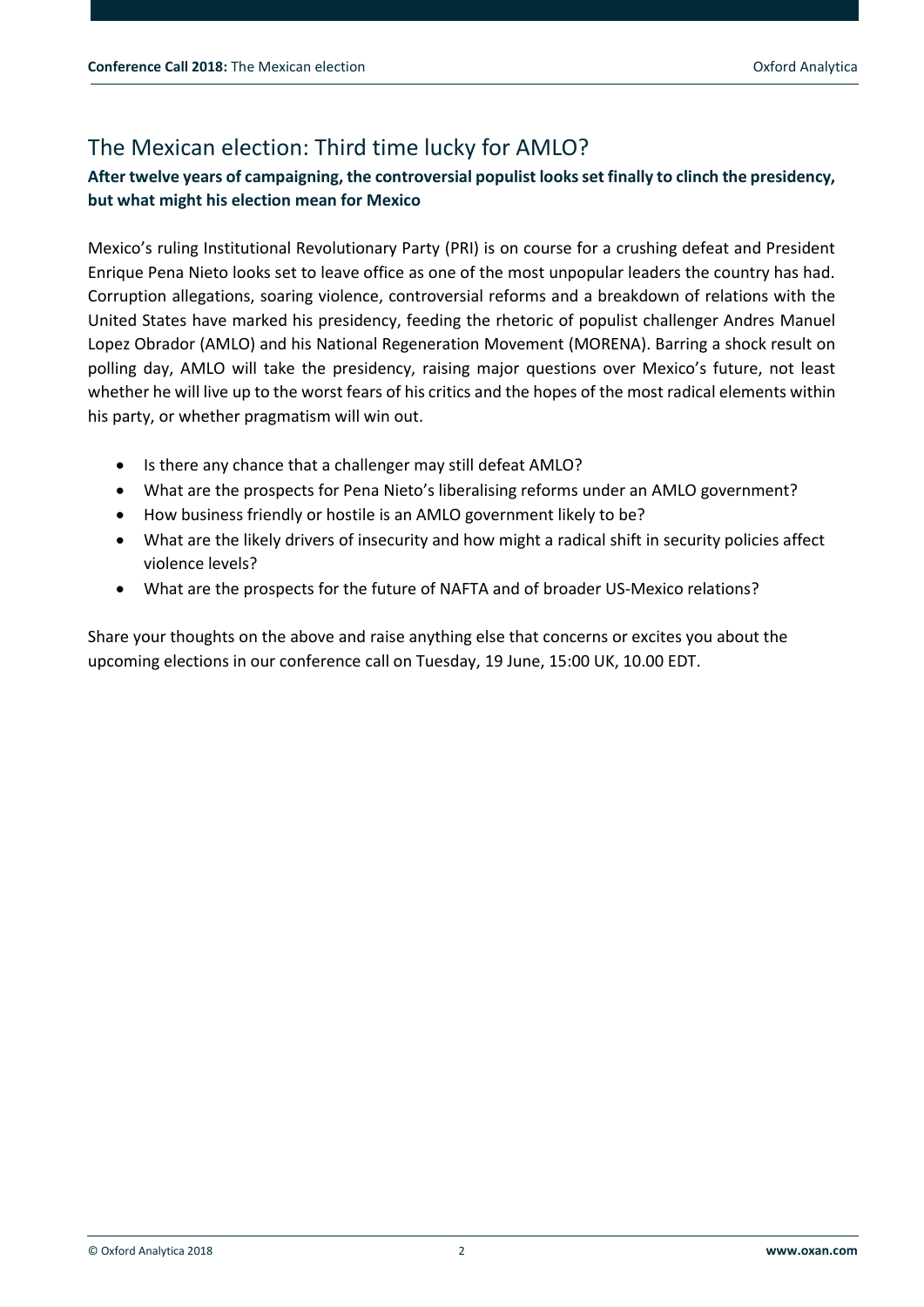# The Mexican election: Third time lucky for AMLO?

**After twelve years of campaigning, the controversial populist looks set finally to clinch the presidency, but what might his election mean for Mexico**

Mexico's ruling Institutional Revolutionary Party (PRI) is on course for a crushing defeat and President Enrique Pena Nieto looks set to leave office as one of the most unpopular leaders the country has had. Corruption allegations, soaring violence, controversial reforms and a breakdown of relations with the United States have marked his presidency, feeding the rhetoric of populist challenger Andres Manuel Lopez Obrador (AMLO) and his National Regeneration Movement (MORENA). Barring a shock result on polling day, AMLO will take the presidency, raising major questions over Mexico's future, not least whether he will live up to the worst fears of his critics and the hopes of the most radical elements within his party, or whether pragmatism will win out.

- Is there any chance that a challenger may still defeat AMLO?
- What are the prospects for Pena Nieto's liberalising reforms under an AMLO government?
- How business friendly or hostile is an AMLO government likely to be?
- What are the likely drivers of insecurity and how might a radical shift in security policies affect violence levels?
- What are the prospects for the future of NAFTA and of broader US-Mexico relations?

Share your thoughts on the above and raise anything else that concerns or excites you about the upcoming elections in our conference call on Tuesday, 19 June, 15:00 UK, 10.00 EDT.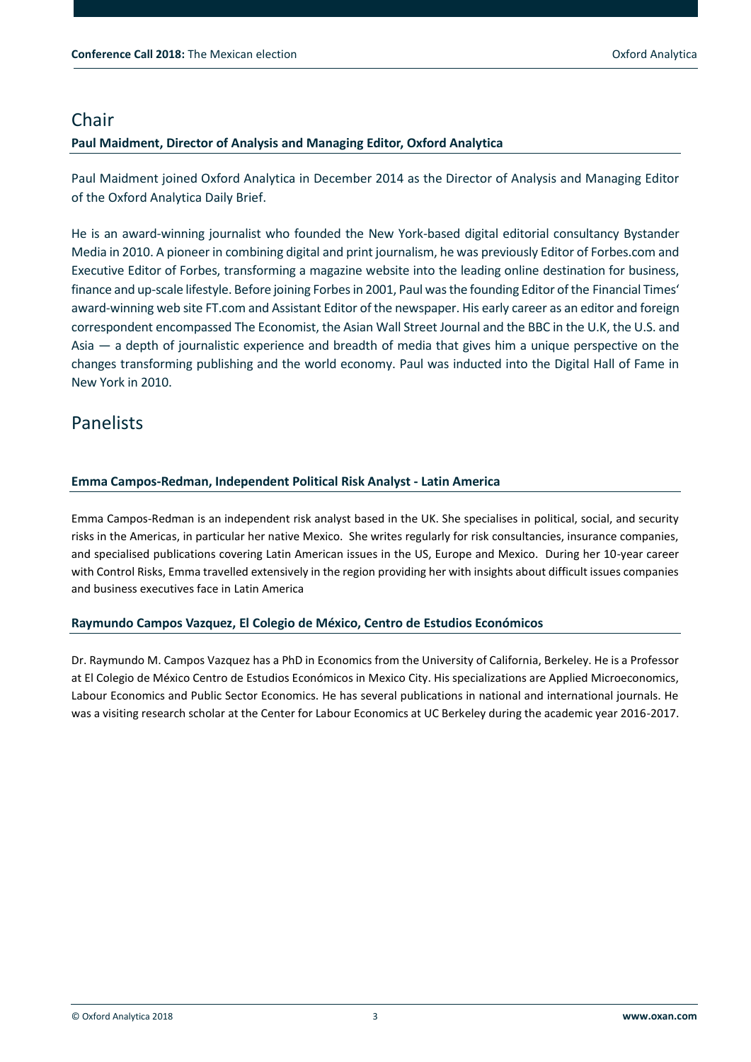## Chair

**Paul Maidment, Director of Analysis and Managing Editor, Oxford Analytica**

Paul Maidment joined Oxford Analytica in December 2014 as the Director of Analysis and Managing Editor of the Oxford Analytica Daily Brief.

He is an award-winning journalist who founded the New York-based digital editorial consultancy Bystander Media in 2010. A pioneer in combining digital and print journalism, he was previously Editor of Forbes.com and Executive Editor of Forbes, transforming a magazine website into the leading online destination for business, finance and up-scale lifestyle. Before joining Forbes in 2001, Paul was the founding Editor of the Financial Times' award-winning web site FT.com and Assistant Editor of the newspaper. His early career as an editor and foreign correspondent encompassed The Economist, the Asian Wall Street Journal and the BBC in the U.K, the U.S. and Asia — a depth of journalistic experience and breadth of media that gives him a unique perspective on the changes transforming publishing and the world economy. Paul was inducted into the Digital Hall of Fame in New York in 2010.

## Panelists

**Emma Campos-Redman, Independent Political Risk Analyst - Latin America**

Emma Campos-Redman is an independent risk analyst based in the UK. She specialises in political, social, and security risks in the Americas, in particular her native Mexico. She writes regularly for risk consultancies, insurance companies, and specialised publications covering Latin American issues in the US, Europe and Mexico. During her 10-year career with Control Risks, Emma travelled extensively in the region providing her with insights about difficult issues companies and business executives face in Latin America

**Raymundo Campos Vazquez, El Colegio de México, Centro de Estudios Económicos**

Dr. Raymundo M. Campos Vazquez has a PhD in Economics from the University of California, Berkeley. He is a Professor at El Colegio de México Centro de Estudios Económicos in Mexico City. His specializations are Applied Microeconomics, Labour Economics and Public Sector Economics. He has several publications in national and international journals. He was a visiting research scholar at the Center for Labour Economics at UC Berkeley during the academic year 2016-2017.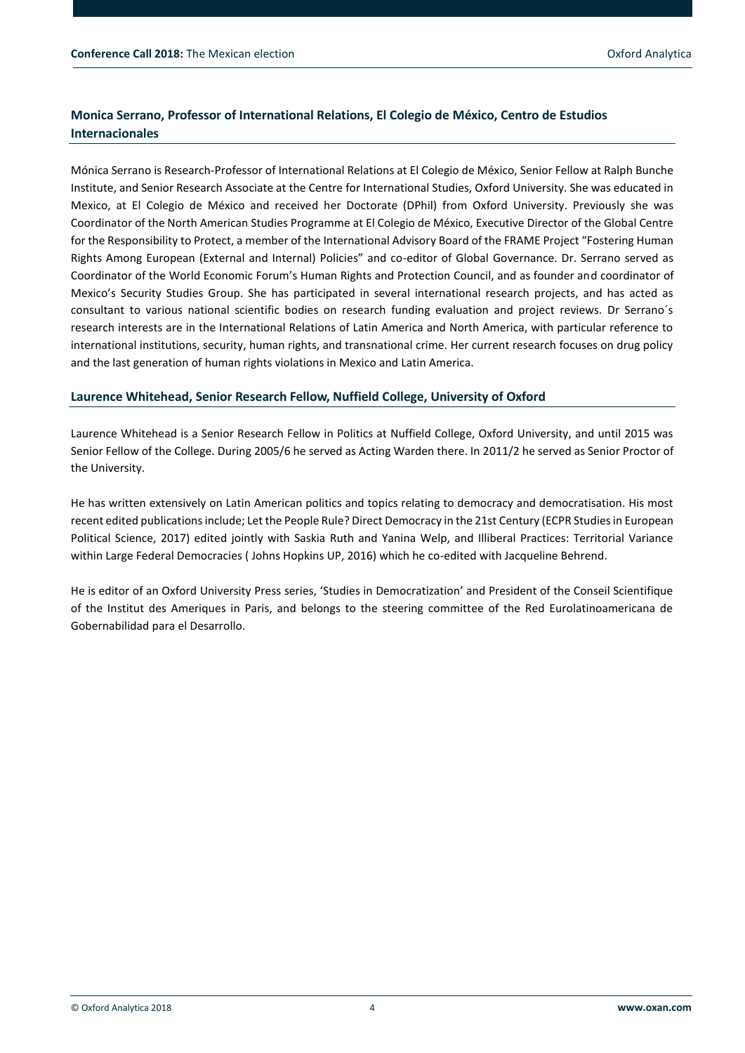## Monica Serrano, Professor of International Relations, El Colegio de México, Centro de Estudios Internacionales

Mónica Serrano is Research-Professor of International Relations at El Colegio de México, Senior Fellow at Ralph Bunche Institute, and Senior Research Associate at the Centre for International Studies, Oxford University. She was educated in Mexico, at El Colegio de México and received her Doctorate (DPhil) from Oxford University. Previously she was Coordinator of the North American Studies Programme at El Colegio de México, Executive Director of the Global Centre for the Responsibility to Protect, a member of the International Advisory Board of the FRAME Project "Fostering Human Rights Among European (External and Internal) Policies" and co-editor of Global Governance. Dr. Serrano served as Coordinator of the World Economic Forum's Human Rights and Protection Council, and as founder and coordinator of Mexico's Security Studies Group. She has participated in several international research projects, and has acted as consultant to various national scientific bodies on research funding evaluation and project reviews. Dr Serrano´s research interests are in the International Relations of Latin America and North America, with particular reference to international institutions, security, human rights, and transnational crime. Her current research focuses on drug policy and the last generation of human rights violations in Mexico and Latin America.

## Laurence Whitehead, Senior Research Fellow, Nuffield College, University of Oxford

Laurence Whitehead is a Senior Research Fellow in Politics at Nuffield College, Oxford University, and until 2015 was Senior Fellow of the College. During 2005/6 he served as Acting Warden there. In 2011/2 he served as Senior Proctor of the University.

He has written extensively on Latin American politics and topics relating to democracy and democratisation. His most recent edited publications include; Let the People Rule? Direct Democracy in the 21st Century (ECPR Studies in European Political Science, 2017) edited jointly with Saskia Ruth and Yanina Welp, and Illiberal Practices: Territorial Variance within Large Federal Democracies ( Johns Hopkins UP, 2016) which he co-edited with Jacqueline Behrend.

He is editor of an Oxford University Press series, 'Studies in Democratization' and President of the Conseil Scientifique of the Institut des Ameriques in Paris, and belongs to the steering committee of the Red Eurolatinoamericana de Gobernabilidad para el Desarrollo.